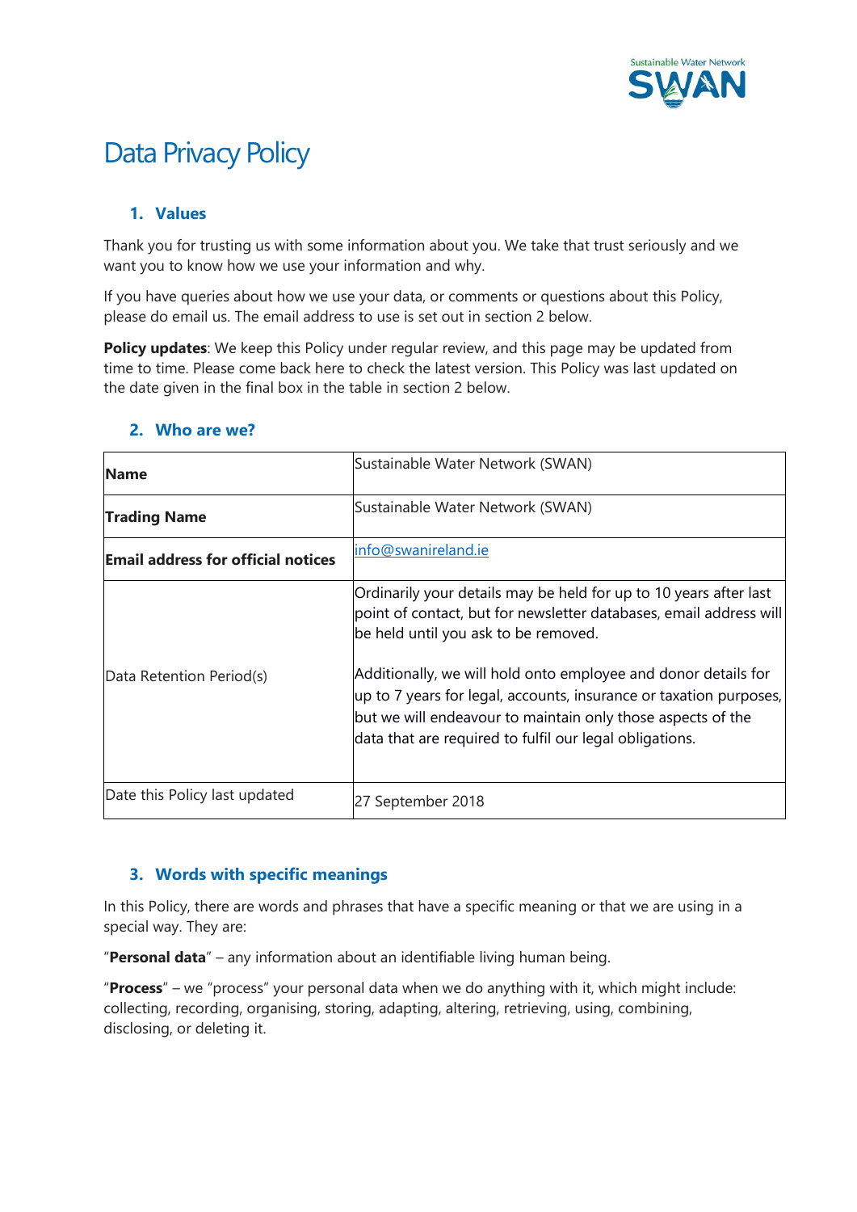# Data Privacy Policy

## 1. Values

Thank you for trusting us with some information about you. We take that trust seriously and we want you to know how we use your information and why.

If you have queries about how we use your data, or comments or questions about this Policy, please do email us. The email address to use is set out in section 2 below.

**Policy updates**: We keep this Policy under regular review, and this page may be updated from time to time. Please come back here to check the latest version. This Policy was last updated on the date given in the final box in the table in section 2 below.

## 2. Who are we?

| | |
|---|---|
| **Name** | Sustainable Water Network (SWAN) |
| **Trading Name** | Sustainable Water Network (SWAN) |
| **Email address for official notices** | info@swanireland.ie |
| Data Retention Period(s) | Ordinarily your details may be held for up to 10 years after last point of contact, but for newsletter databases, email address will be held until you ask to be removed.<br><br>Additionally, we will hold onto employee and donor details for up to 7 years for legal, accounts, insurance or taxation purposes, but we will endeavour to maintain only those aspects of the data that are required to fulfil our legal obligations. |
| Date this Policy last updated | 27 September 2018 |

## 3. Words with specific meanings

In this Policy, there are words and phrases that have a specific meaning or that we are using in a special way. They are:

"**Personal data**" – any information about an identifiable living human being.

"**Process**" – we "process" your personal data when we do anything with it, which might include: collecting, recording, organising, storing, adapting, altering, retrieving, using, combining, disclosing, or deleting it.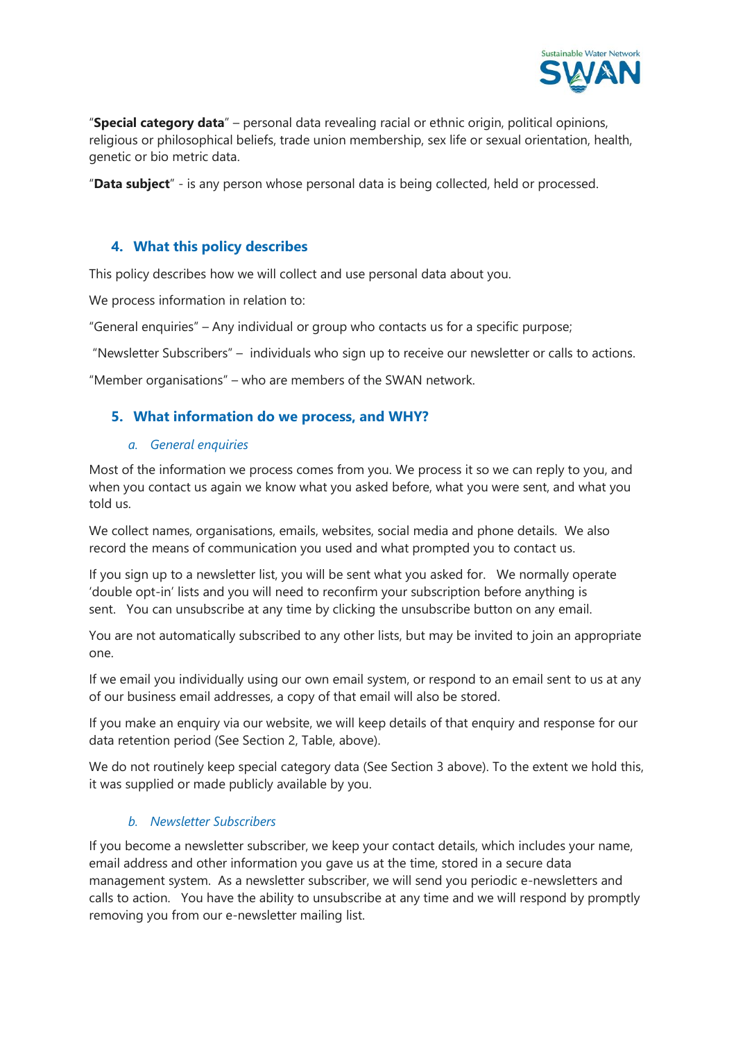"**Special category data**" – personal data revealing racial or ethnic origin, political opinions, religious or philosophical beliefs, trade union membership, sex life or sexual orientation, health, genetic or bio metric data.

"**Data subject**" - is any person whose personal data is being collected, held or processed.

## 4. What this policy describes

This policy describes how we will collect and use personal data about you.

We process information in relation to:

"General enquiries" – Any individual or group who contacts us for a specific purpose;

"Newsletter Subscribers" – individuals who sign up to receive our newsletter or calls to actions.

"Member organisations" – who are members of the SWAN network.

## 5. What information do we process, and WHY?

### *a. General enquiries*

Most of the information we process comes from you. We process it so we can reply to you, and when you contact us again we know what you asked before, what you were sent, and what you told us.

We collect names, organisations, emails, websites, social media and phone details. We also record the means of communication you used and what prompted you to contact us.

If you sign up to a newsletter list, you will be sent what you asked for. We normally operate 'double opt-in' lists and you will need to reconfirm your subscription before anything is sent. You can unsubscribe at any time by clicking the unsubscribe button on any email.

You are not automatically subscribed to any other lists, but may be invited to join an appropriate one.

If we email you individually using our own email system, or respond to an email sent to us at any of our business email addresses, a copy of that email will also be stored.

If you make an enquiry via our website, we will keep details of that enquiry and response for our data retention period (See Section 2, Table, above).

We do not routinely keep special category data (See Section 3 above). To the extent we hold this, it was supplied or made publicly available by you.

### *b. Newsletter Subscribers*

If you become a newsletter subscriber, we keep your contact details, which includes your name, email address and other information you gave us at the time, stored in a secure data management system. As a newsletter subscriber, we will send you periodic e-newsletters and calls to action. You have the ability to unsubscribe at any time and we will respond by promptly removing you from our e-newsletter mailing list.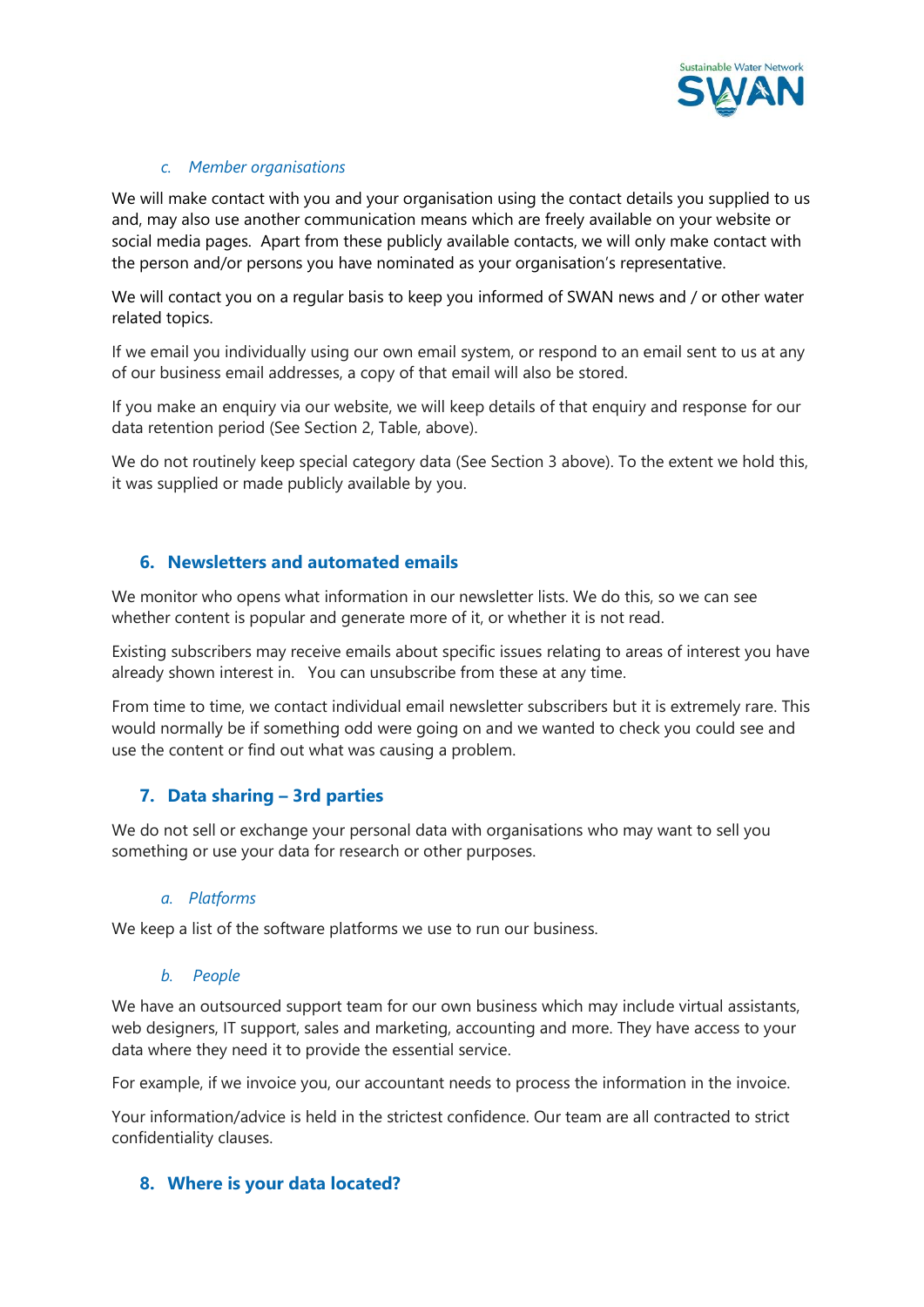### *c. Member organisations*

We will make contact with you and your organisation using the contact details you supplied to us and, may also use another communication means which are freely available on your website or social media pages.  Apart from these publicly available contacts, we will only make contact with the person and/or persons you have nominated as your organisation's representative.

We will contact you on a regular basis to keep you informed of SWAN news and / or other water related topics.

If we email you individually using our own email system, or respond to an email sent to us at any of our business email addresses, a copy of that email will also be stored.

If you make an enquiry via our website, we will keep details of that enquiry and response for our data retention period (See Section 2, Table, above).

We do not routinely keep special category data (See Section 3 above). To the extent we hold this, it was supplied or made publicly available by you.

## 6. Newsletters and automated emails

We monitor who opens what information in our newsletter lists. We do this, so we can see whether content is popular and generate more of it, or whether it is not read.

Existing subscribers may receive emails about specific issues relating to areas of interest you have already shown interest in.   You can unsubscribe from these at any time.

From time to time, we contact individual email newsletter subscribers but it is extremely rare. This would normally be if something odd were going on and we wanted to check you could see and use the content or find out what was causing a problem.

## 7. Data sharing – 3rd parties

We do not sell or exchange your personal data with organisations who may want to sell you something or use your data for research or other purposes.

### *a. Platforms*

We keep a list of the software platforms we use to run our business.

### *b. People*

We have an outsourced support team for our own business which may include virtual assistants, web designers, IT support, sales and marketing, accounting and more. They have access to your data where they need it to provide the essential service.

For example, if we invoice you, our accountant needs to process the information in the invoice.

Your information/advice is held in the strictest confidence. Our team are all contracted to strict confidentiality clauses.

## 8. Where is your data located?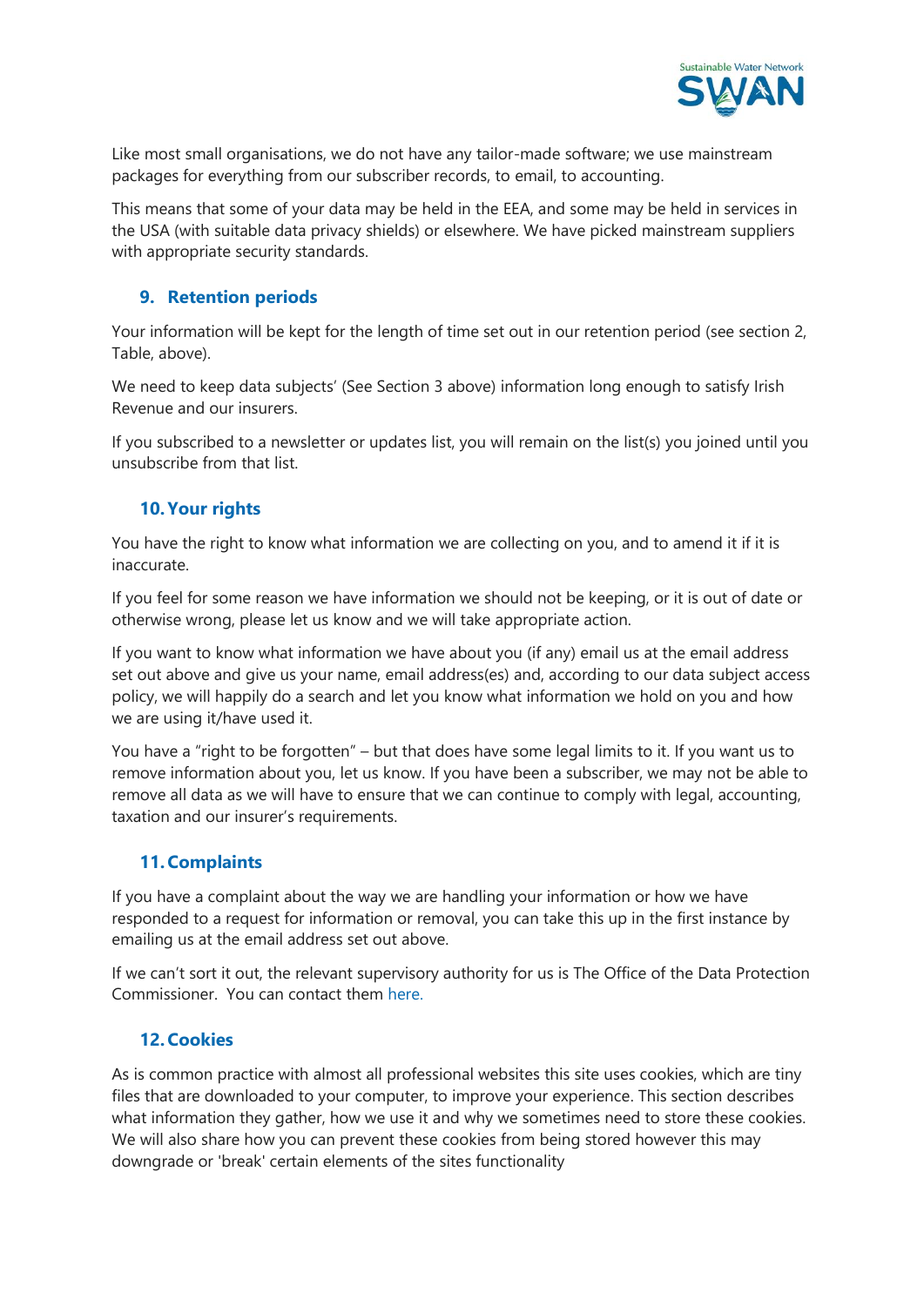Like most small organisations, we do not have any tailor-made software; we use mainstream packages for everything from our subscriber records, to email, to accounting.

This means that some of your data may be held in the EEA, and some may be held in services in the USA (with suitable data privacy shields) or elsewhere. We have picked mainstream suppliers with appropriate security standards.

## 9. Retention periods

Your information will be kept for the length of time set out in our retention period (see section 2, Table, above).

We need to keep data subjects' (See Section 3 above) information long enough to satisfy Irish Revenue and our insurers.

If you subscribed to a newsletter or updates list, you will remain on the list(s) you joined until you unsubscribe from that list.

## 10. Your rights

You have the right to know what information we are collecting on you, and to amend it if it is inaccurate.

If you feel for some reason we have information we should not be keeping, or it is out of date or otherwise wrong, please let us know and we will take appropriate action.

If you want to know what information we have about you (if any) email us at the email address set out above and give us your name, email address(es) and, according to our data subject access policy, we will happily do a search and let you know what information we hold on you and how we are using it/have used it.

You have a "right to be forgotten" – but that does have some legal limits to it. If you want us to remove information about you, let us know. If you have been a subscriber, we may not be able to remove all data as we will have to ensure that we can continue to comply with legal, accounting, taxation and our insurer's requirements.

## 11. Complaints

If you have a complaint about the way we are handling your information or how we have responded to a request for information or removal, you can take this up in the first instance by emailing us at the email address set out above.

If we can't sort it out, the relevant supervisory authority for us is The Office of the Data Protection Commissioner. You can contact them here.

## 12. Cookies

As is common practice with almost all professional websites this site uses cookies, which are tiny files that are downloaded to your computer, to improve your experience. This section describes what information they gather, how we use it and why we sometimes need to store these cookies. We will also share how you can prevent these cookies from being stored however this may downgrade or 'break' certain elements of the sites functionality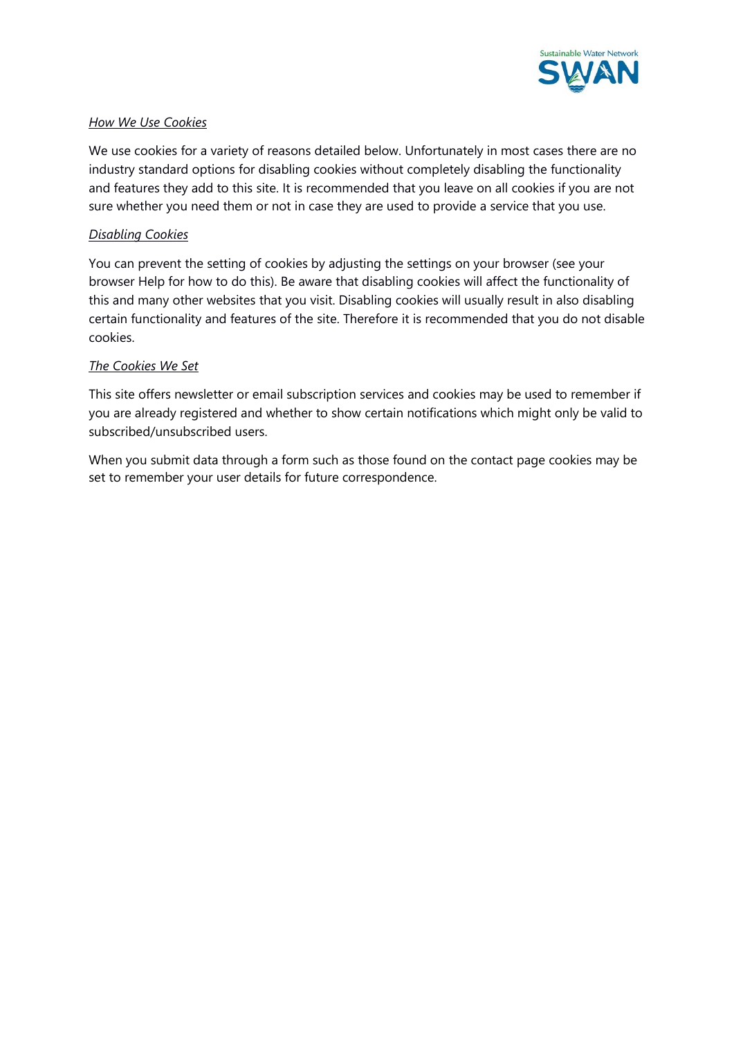*How We Use Cookies*

We use cookies for a variety of reasons detailed below. Unfortunately in most cases there are no industry standard options for disabling cookies without completely disabling the functionality and features they add to this site. It is recommended that you leave on all cookies if you are not sure whether you need them or not in case they are used to provide a service that you use.

*Disabling Cookies*

You can prevent the setting of cookies by adjusting the settings on your browser (see your browser Help for how to do this). Be aware that disabling cookies will affect the functionality of this and many other websites that you visit. Disabling cookies will usually result in also disabling certain functionality and features of the site. Therefore it is recommended that you do not disable cookies.

*The Cookies We Set*

This site offers newsletter or email subscription services and cookies may be used to remember if you are already registered and whether to show certain notifications which might only be valid to subscribed/unsubscribed users.

When you submit data through a form such as those found on the contact page cookies may be set to remember your user details for future correspondence.